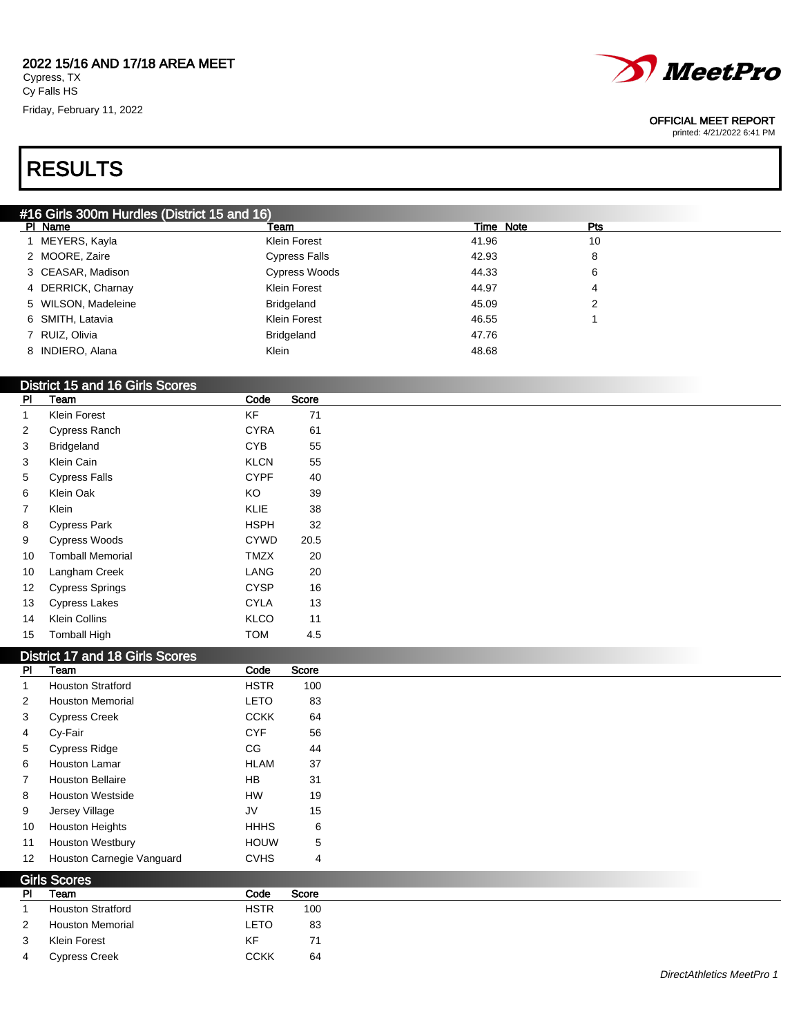2022 15/16 AND 17/18 AREA MEET
Cypress, TX
Cy Falls HS
Friday, February 11, 2022

OFFICIAL MEET REPORT
printed: 4/21/2022 6:41 PM

# RESULTS

## #16 Girls 300m Hurdles (District 15 and 16)

| Pl | Name | Team | Time | Note | Pts |
|---|---|---|---|---|---|
| 1 | MEYERS, Kayla | Klein Forest | 41.96 | | 10 |
| 2 | MOORE, Zaire | Cypress Falls | 42.93 | | 8 |
| 3 | CEASAR, Madison | Cypress Woods | 44.33 | | 6 |
| 4 | DERRICK, Charnay | Klein Forest | 44.97 | | 4 |
| 5 | WILSON, Madeleine | Bridgeland | 45.09 | | 2 |
| 6 | SMITH, Latavia | Klein Forest | 46.55 | | 1 |
| 7 | RUIZ, Olivia | Bridgeland | 47.76 | | |
| 8 | INDIERO, Alana | Klein | 48.68 | | |

## District 15 and 16 Girls Scores

| Pl | Team | Code | Score |
|---|---|---|---|
| 1 | Klein Forest | KF | 71 |
| 2 | Cypress Ranch | CYRA | 61 |
| 3 | Bridgeland | CYB | 55 |
| 3 | Klein Cain | KLCN | 55 |
| 5 | Cypress Falls | CYPF | 40 |
| 6 | Klein Oak | KO | 39 |
| 7 | Klein | KLIE | 38 |
| 8 | Cypress Park | HSPH | 32 |
| 9 | Cypress Woods | CYWD | 20.5 |
| 10 | Tomball Memorial | TMZX | 20 |
| 10 | Langham Creek | LANG | 20 |
| 12 | Cypress Springs | CYSP | 16 |
| 13 | Cypress Lakes | CYLA | 13 |
| 14 | Klein Collins | KLCO | 11 |
| 15 | Tomball High | TOM | 4.5 |

## District 17 and 18 Girls Scores

| Pl | Team | Code | Score |
|---|---|---|---|
| 1 | Houston Stratford | HSTR | 100 |
| 2 | Houston Memorial | LETO | 83 |
| 3 | Cypress Creek | CCKK | 64 |
| 4 | Cy-Fair | CYF | 56 |
| 5 | Cypress Ridge | CG | 44 |
| 6 | Houston Lamar | HLAM | 37 |
| 7 | Houston Bellaire | HB | 31 |
| 8 | Houston Westside | HW | 19 |
| 9 | Jersey Village | JV | 15 |
| 10 | Houston Heights | HHHS | 6 |
| 11 | Houston Westbury | HOUW | 5 |
| 12 | Houston Carnegie Vanguard | CVHS | 4 |

## Girls Scores

| Pl | Team | Code | Score |
|---|---|---|---|
| 1 | Houston Stratford | HSTR | 100 |
| 2 | Houston Memorial | LETO | 83 |
| 3 | Klein Forest | KF | 71 |
| 4 | Cypress Creek | CCKK | 64 |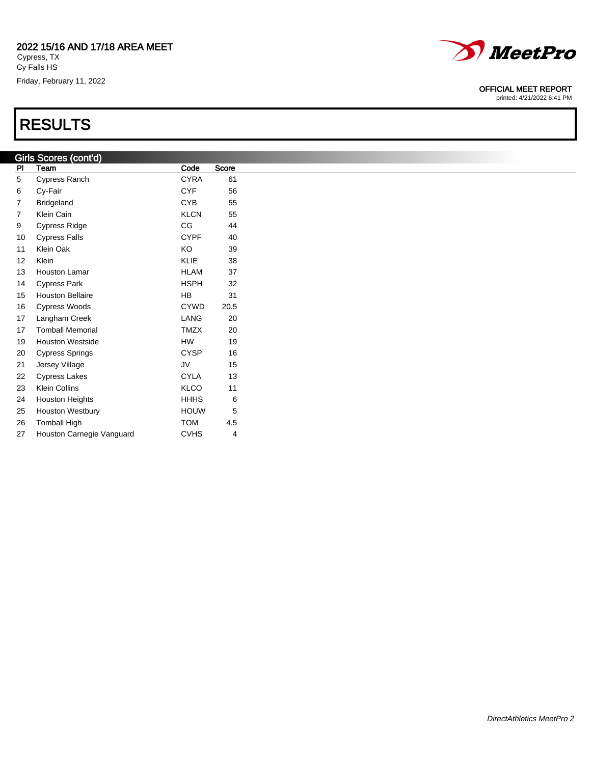# RESULTS

## Girls Scores (cont'd)

| Pl | Team | Code | Score |
|---|---|---|---|
| 5 | Cypress Ranch | CYRA | 61 |
| 6 | Cy-Fair | CYF | 56 |
| 7 | Bridgeland | CYB | 55 |
| 7 | Klein Cain | KLCN | 55 |
| 9 | Cypress Ridge | CG | 44 |
| 10 | Cypress Falls | CYPF | 40 |
| 11 | Klein Oak | KO | 39 |
| 12 | Klein | KLIE | 38 |
| 13 | Houston Lamar | HLAM | 37 |
| 14 | Cypress Park | HSPH | 32 |
| 15 | Houston Bellaire | HB | 31 |
| 16 | Cypress Woods | CYWD | 20.5 |
| 17 | Langham Creek | LANG | 20 |
| 17 | Tomball Memorial | TMZX | 20 |
| 19 | Houston Westside | HW | 19 |
| 20 | Cypress Springs | CYSP | 16 |
| 21 | Jersey Village | JV | 15 |
| 22 | Cypress Lakes | CYLA | 13 |
| 23 | Klein Collins | KLCO | 11 |
| 24 | Houston Heights | HHHS | 6 |
| 25 | Houston Westbury | HOUW | 5 |
| 26 | Tomball High | TOM | 4.5 |
| 27 | Houston Carnegie Vanguard | CVHS | 4 |